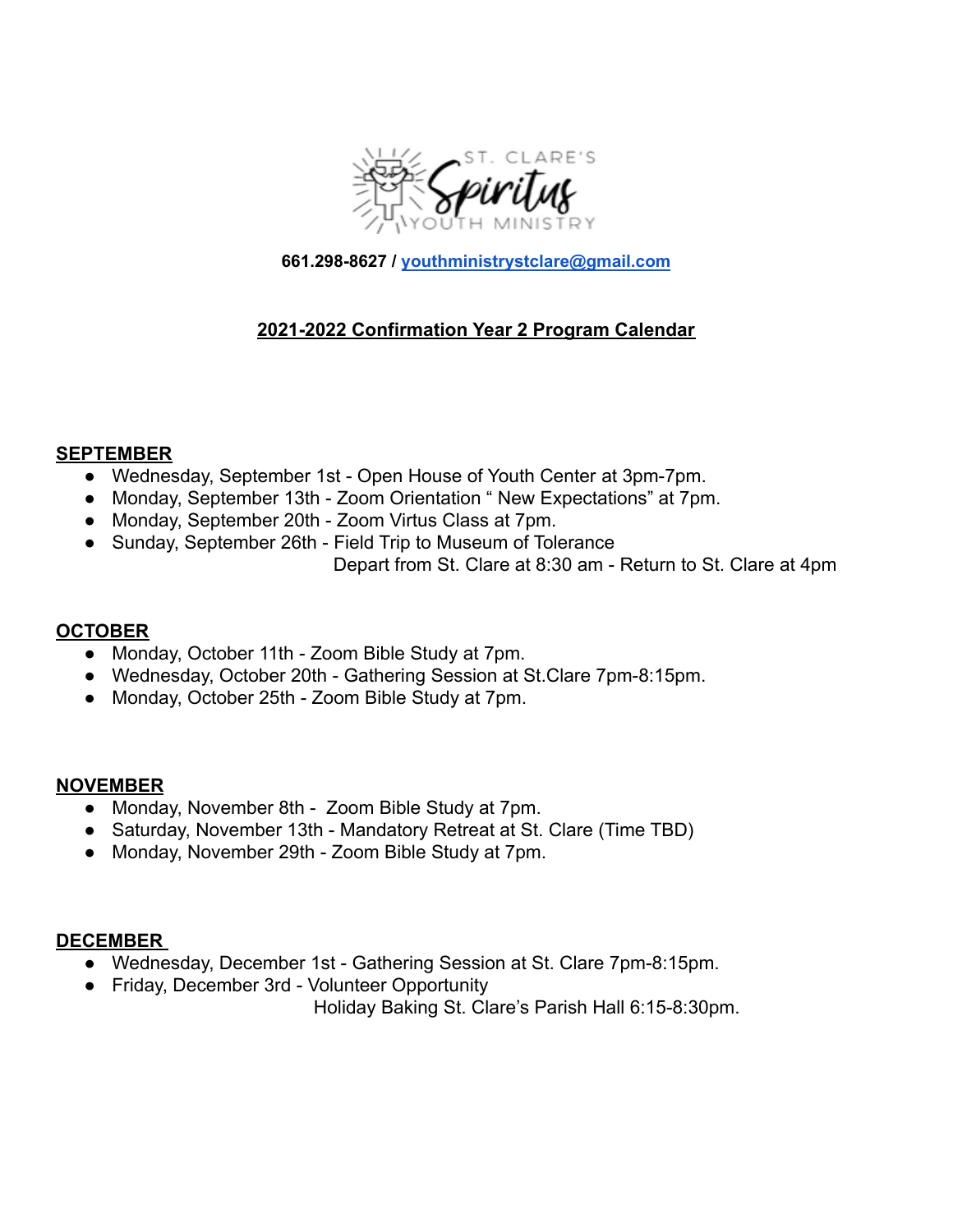ST. CLARE'S Spiritus YOUTH MINISTRY

**661.298-8627 / youthministrystclare@gmail.com**

## 2021-2022 Confirmation Year 2 Program Calendar

### SEPTEMBER

- Wednesday, September 1st - Open House of Youth Center at 3pm-7pm.
- Monday, September 13th - Zoom Orientation " New Expectations" at 7pm.
- Monday, September 20th - Zoom Virtus Class at 7pm.
- Sunday, September 26th - Field Trip to Museum of Tolerance
  Depart from St. Clare at 8:30 am - Return to St. Clare at 4pm

### OCTOBER

- Monday, October 11th - Zoom Bible Study at 7pm.
- Wednesday, October 20th - Gathering Session at St.Clare 7pm-8:15pm.
- Monday, October 25th - Zoom Bible Study at 7pm.

### NOVEMBER

- Monday, November 8th - Zoom Bible Study at 7pm.
- Saturday, November 13th - Mandatory Retreat at St. Clare (Time TBD)
- Monday, November 29th - Zoom Bible Study at 7pm.

### DECEMBER

- Wednesday, December 1st - Gathering Session at St. Clare 7pm-8:15pm.
- Friday, December 3rd - Volunteer Opportunity
  Holiday Baking St. Clare's Parish Hall 6:15-8:30pm.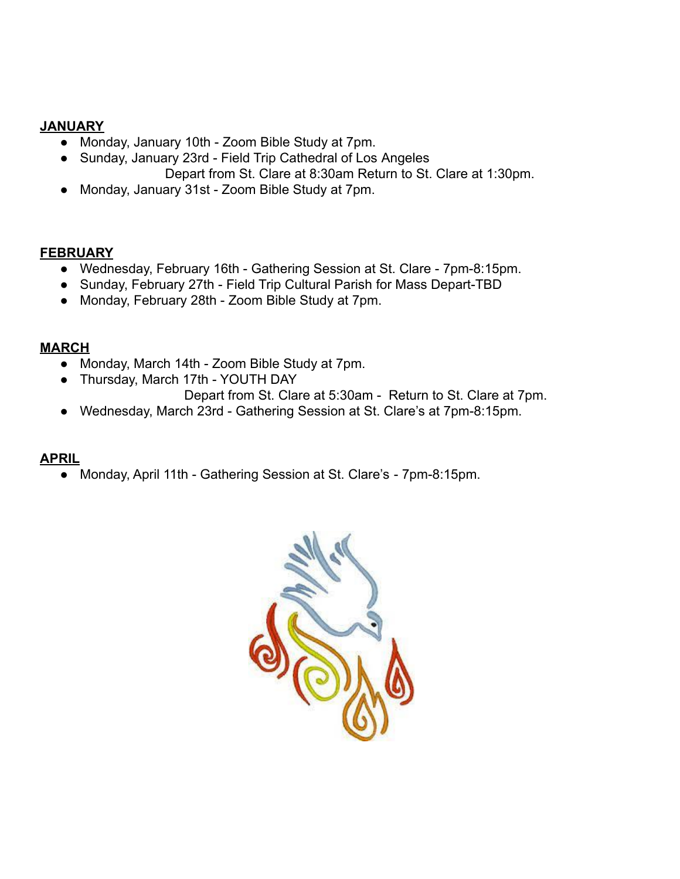**JANUARY**

- Monday, January 10th - Zoom Bible Study at 7pm.
- Sunday, January 23rd - Field Trip Cathedral of Los Angeles
  Depart from St. Clare at 8:30am Return to St. Clare at 1:30pm.
- Monday, January 31st - Zoom Bible Study at 7pm.

**FEBRUARY**

- Wednesday, February 16th - Gathering Session at St. Clare - 7pm-8:15pm.
- Sunday, February 27th - Field Trip Cultural Parish for Mass Depart-TBD
- Monday, February 28th - Zoom Bible Study at 7pm.

**MARCH**

- Monday, March 14th - Zoom Bible Study at 7pm.
- Thursday, March 17th - YOUTH DAY
  Depart from St. Clare at 5:30am - Return to St. Clare at 7pm.
- Wednesday, March 23rd - Gathering Session at St. Clare's at 7pm-8:15pm.

**APRIL**

- Monday, April 11th - Gathering Session at St. Clare's - 7pm-8:15pm.